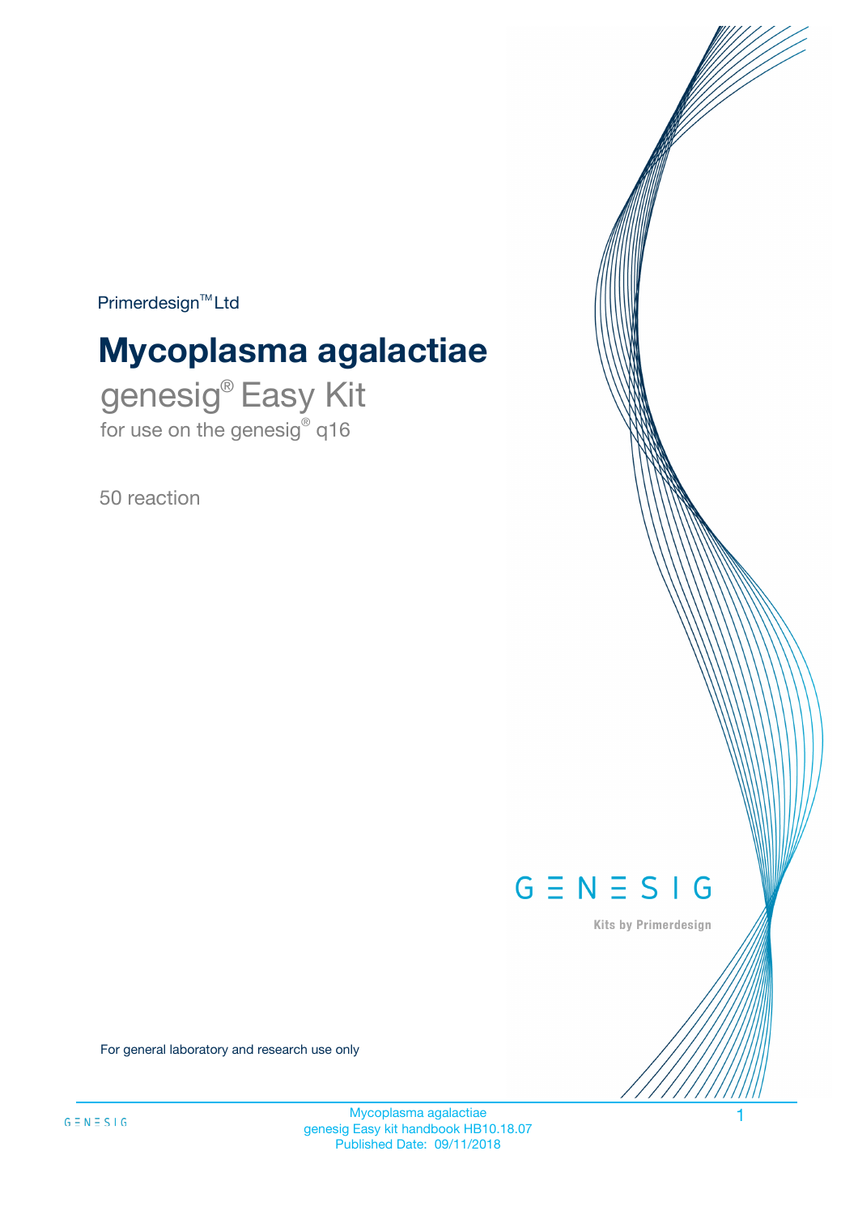Primerdesign™ Ltd

# Mycoplasma agalactiae

## genesig® Easy Kit

for use on the genesig® q16

50 reaction

GENESIG

Kits by Primerdesign

For general laboratory and research use only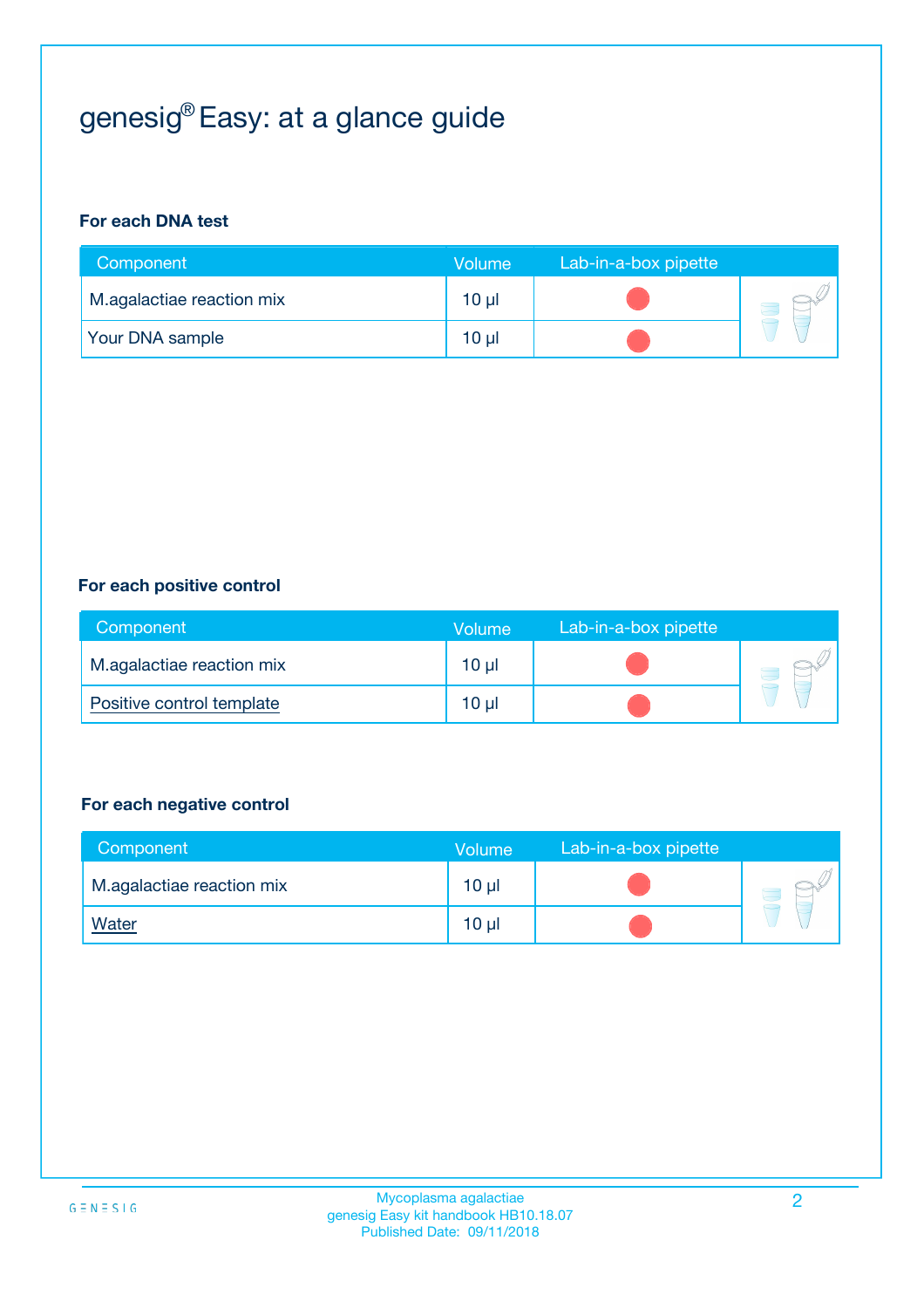# genesig® Easy: at a glance guide

### For each DNA test

| Component | Volume | Lab-in-a-box pipette |
|---|---|---|
| M.agalactiae reaction mix | 10 µl | ● |
| Your DNA sample | 10 µl | ● |

### For each positive control

| Component | Volume | Lab-in-a-box pipette |
|---|---|---|
| M.agalactiae reaction mix | 10 µl | ● |
| Positive control template | 10 µl | ● |

### For each negative control

| Component | Volume | Lab-in-a-box pipette |
|---|---|---|
| M.agalactiae reaction mix | 10 µl | ● |
| Water | 10 µl | ● |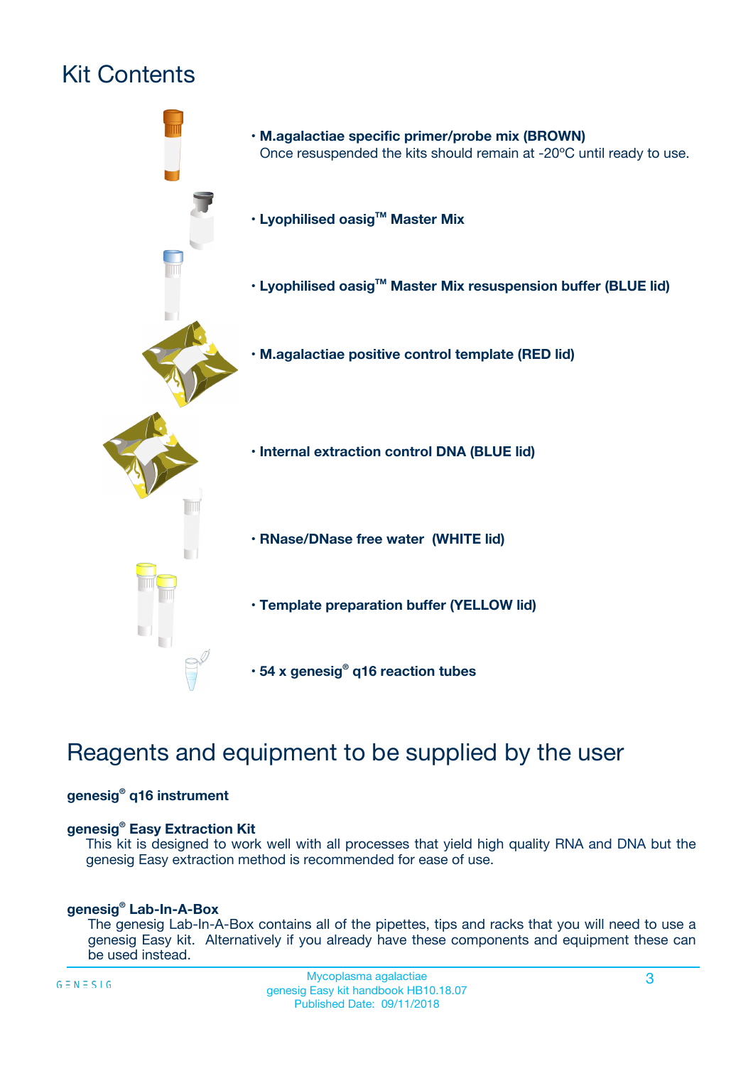# Kit Contents

- **M.agalactiae specific primer/probe mix (BROWN)**
  Once resuspended the kits should remain at -20ºC until ready to use.
- **Lyophilised oasig™ Master Mix**
- **Lyophilised oasig™ Master Mix resuspension buffer (BLUE lid)**
- **M.agalactiae positive control template (RED lid)**
- **Internal extraction control DNA (BLUE lid)**
- **RNase/DNase free water (WHITE lid)**
- **Template preparation buffer (YELLOW lid)**
- **54 x genesig® q16 reaction tubes**

# Reagents and equipment to be supplied by the user

**genesig® q16 instrument**

**genesig® Easy Extraction Kit**
This kit is designed to work well with all processes that yield high quality RNA and DNA but the genesig Easy extraction method is recommended for ease of use.

**genesig® Lab-In-A-Box**
The genesig Lab-In-A-Box contains all of the pipettes, tips and racks that you will need to use a genesig Easy kit. Alternatively if you already have these components and equipment these can be used instead.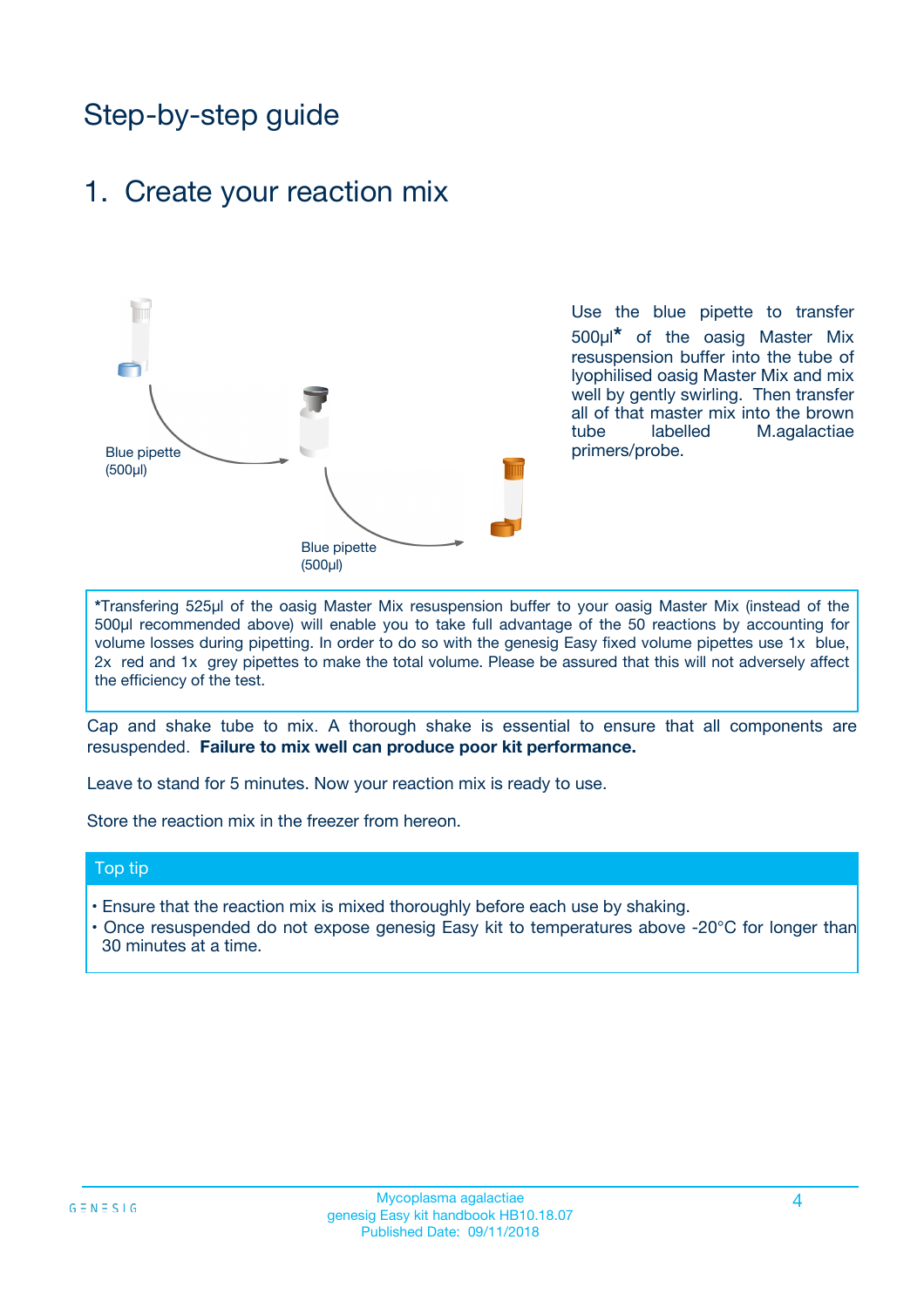# Step-by-step guide

## 1. Create your reaction mix

Blue pipette (500µl)

Blue pipette (500µl)

Use the blue pipette to transfer 500µl* of the oasig Master Mix resuspension buffer into the tube of lyophilised oasig Master Mix and mix well by gently swirling. Then transfer all of that master mix into the brown tube labelled M.agalactiae primers/probe.

*Transfering 525µl of the oasig Master Mix resuspension buffer to your oasig Master Mix (instead of the 500µl recommended above) will enable you to take full advantage of the 50 reactions by accounting for volume losses during pipetting. In order to do so with the genesig Easy fixed volume pipettes use 1x blue, 2x red and 1x grey pipettes to make the total volume. Please be assured that this will not adversely affect the efficiency of the test.

Cap and shake tube to mix. A thorough shake is essential to ensure that all components are resuspended. **Failure to mix well can produce poor kit performance.**

Leave to stand for 5 minutes. Now your reaction mix is ready to use.

Store the reaction mix in the freezer from hereon.

**Top tip**

- Ensure that the reaction mix is mixed thoroughly before each use by shaking.
- Once resuspended do not expose genesig Easy kit to temperatures above -20°C for longer than 30 minutes at a time.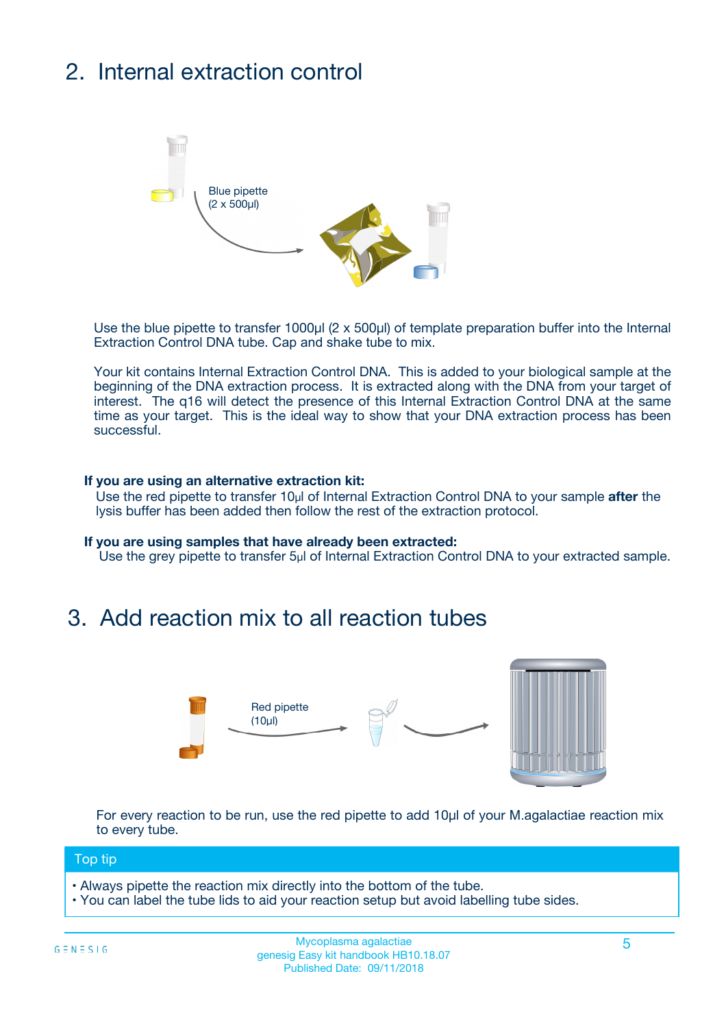## 2. Internal extraction control

Blue pipette
(2 x 500µl)

Use the blue pipette to transfer 1000µl (2 x 500µl) of template preparation buffer into the Internal Extraction Control DNA tube. Cap and shake tube to mix.

Your kit contains Internal Extraction Control DNA. This is added to your biological sample at the beginning of the DNA extraction process. It is extracted along with the DNA from your target of interest. The q16 will detect the presence of this Internal Extraction Control DNA at the same time as your target. This is the ideal way to show that your DNA extraction process has been successful.

**If you are using an alternative extraction kit:**
Use the red pipette to transfer 10µl of Internal Extraction Control DNA to your sample **after** the lysis buffer has been added then follow the rest of the extraction protocol.

**If you are using samples that have already been extracted:**
Use the grey pipette to transfer 5µl of Internal Extraction Control DNA to your extracted sample.

## 3. Add reaction mix to all reaction tubes

Red pipette
(10µl)

For every reaction to be run, use the red pipette to add 10µl of your M.agalactiae reaction mix to every tube.

**Top tip**

- Always pipette the reaction mix directly into the bottom of the tube.
- You can label the tube lids to aid your reaction setup but avoid labelling tube sides.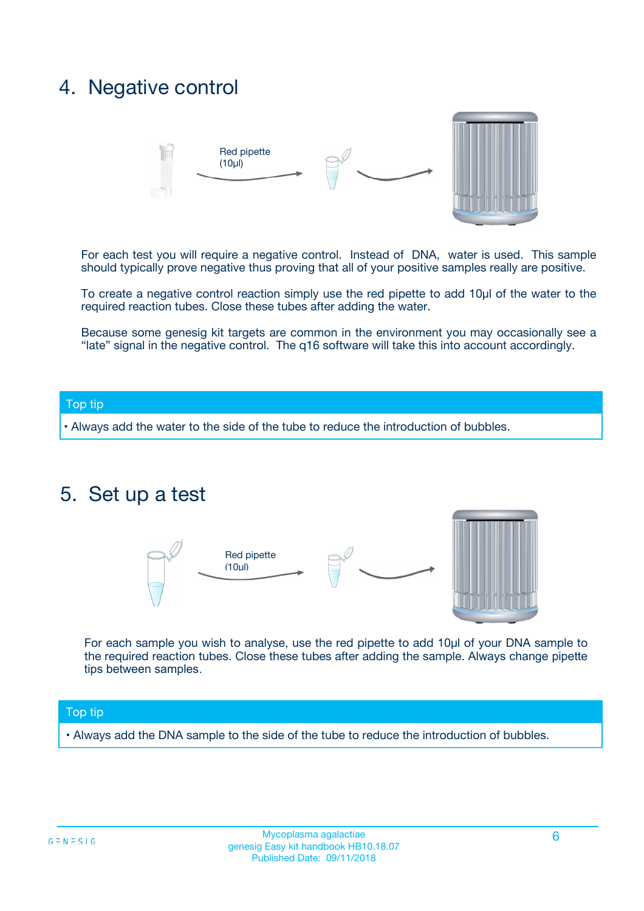## 4. Negative control

Red pipette (10µl)

For each test you will require a negative control. Instead of DNA, water is used. This sample should typically prove negative thus proving that all of your positive samples really are positive.

To create a negative control reaction simply use the red pipette to add 10µl of the water to the required reaction tubes. Close these tubes after adding the water.

Because some genesig kit targets are common in the environment you may occasionally see a "late" signal in the negative control. The q16 software will take this into account accordingly.

**Top tip**

- Always add the water to the side of the tube to reduce the introduction of bubbles.

## 5. Set up a test

Red pipette (10µl)

For each sample you wish to analyse, use the red pipette to add 10µl of your DNA sample to the required reaction tubes. Close these tubes after adding the sample. Always change pipette tips between samples.

**Top tip**

- Always add the DNA sample to the side of the tube to reduce the introduction of bubbles.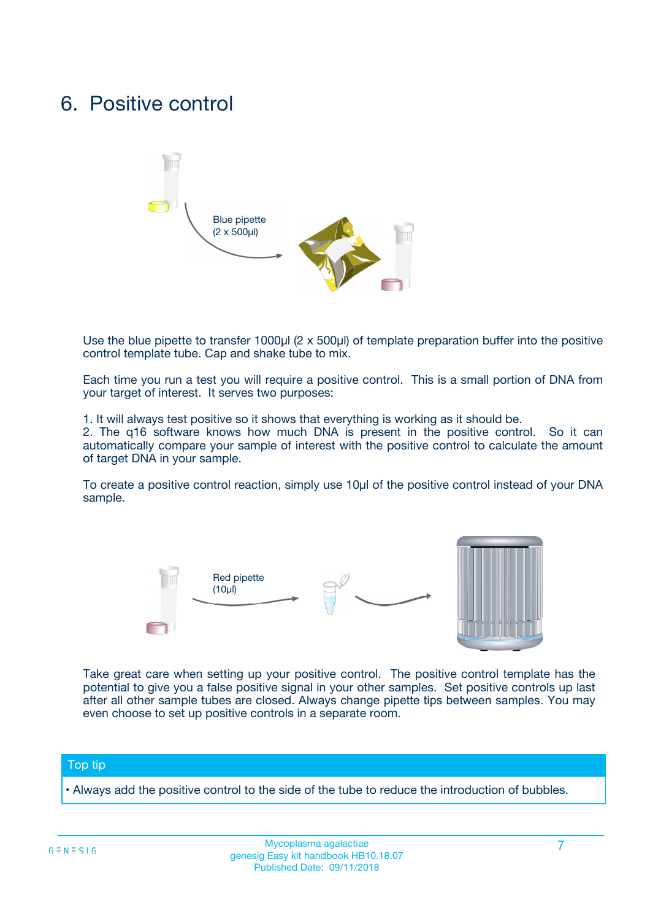# 6. Positive control

Blue pipette
(2 x 500µl)

Use the blue pipette to transfer 1000µl (2 x 500µl) of template preparation buffer into the positive control template tube. Cap and shake tube to mix.

Each time you run a test you will require a positive control. This is a small portion of DNA from your target of interest. It serves two purposes:

1. It will always test positive so it shows that everything is working as it should be.
2. The q16 software knows how much DNA is present in the positive control. So it can automatically compare your sample of interest with the positive control to calculate the amount of target DNA in your sample.

To create a positive control reaction, simply use 10µl of the positive control instead of your DNA sample.

Red pipette
(10µl)

Take great care when setting up your positive control. The positive control template has the potential to give you a false positive signal in your other samples. Set positive controls up last after all other sample tubes are closed. Always change pipette tips between samples. You may even choose to set up positive controls in a separate room.

**Top tip**

- Always add the positive control to the side of the tube to reduce the introduction of bubbles.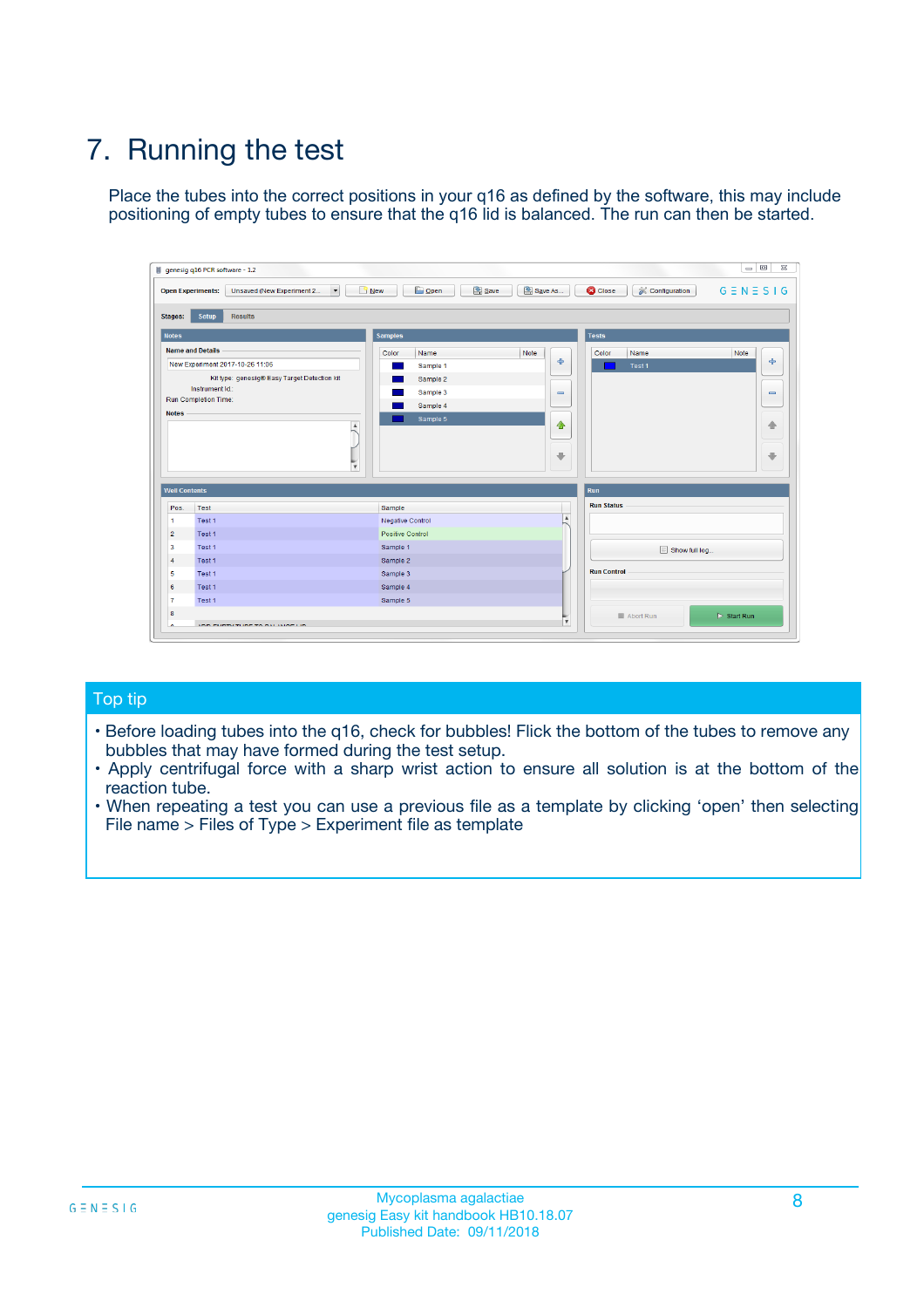# 7. Running the test

Place the tubes into the correct positions in your q16 as defined by the software, this may include positioning of empty tubes to ensure that the q16 lid is balanced. The run can then be started.

## Top tip

- Before loading tubes into the q16, check for bubbles! Flick the bottom of the tubes to remove any bubbles that may have formed during the test setup.
- Apply centrifugal force with a sharp wrist action to ensure all solution is at the bottom of the reaction tube.
- When repeating a test you can use a previous file as a template by clicking 'open' then selecting File name > Files of Type > Experiment file as template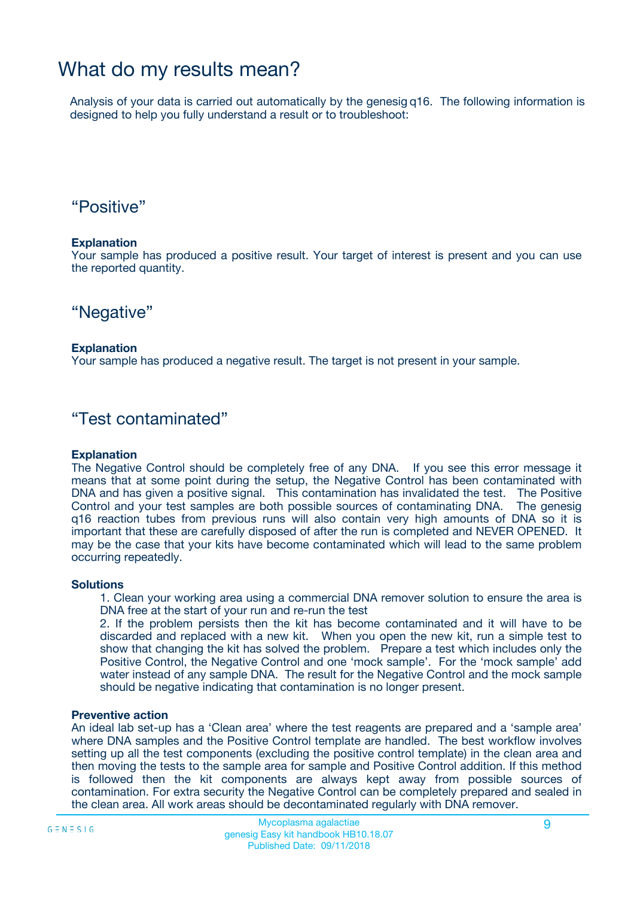# What do my results mean?

Analysis of your data is carried out automatically by the genesig q16. The following information is designed to help you fully understand a result or to troubleshoot:

## "Positive"

**Explanation**
Your sample has produced a positive result. Your target of interest is present and you can use the reported quantity.

## "Negative"

**Explanation**
Your sample has produced a negative result. The target is not present in your sample.

## "Test contaminated"

**Explanation**
The Negative Control should be completely free of any DNA. If you see this error message it means that at some point during the setup, the Negative Control has been contaminated with DNA and has given a positive signal. This contamination has invalidated the test. The Positive Control and your test samples are both possible sources of contaminating DNA. The genesig q16 reaction tubes from previous runs will also contain very high amounts of DNA so it is important that these are carefully disposed of after the run is completed and NEVER OPENED. It may be the case that your kits have become contaminated which will lead to the same problem occurring repeatedly.

**Solutions**

1. Clean your working area using a commercial DNA remover solution to ensure the area is DNA free at the start of your run and re-run the test
2. If the problem persists then the kit has become contaminated and it will have to be discarded and replaced with a new kit. When you open the new kit, run a simple test to show that changing the kit has solved the problem. Prepare a test which includes only the Positive Control, the Negative Control and one 'mock sample'. For the 'mock sample' add water instead of any sample DNA. The result for the Negative Control and the mock sample should be negative indicating that contamination is no longer present.

**Preventive action**
An ideal lab set-up has a 'Clean area' where the test reagents are prepared and a 'sample area' where DNA samples and the Positive Control template are handled. The best workflow involves setting up all the test components (excluding the positive control template) in the clean area and then moving the tests to the sample area for sample and Positive Control addition. If this method is followed then the kit components are always kept away from possible sources of contamination. For extra security the Negative Control can be completely prepared and sealed in the clean area. All work areas should be decontaminated regularly with DNA remover.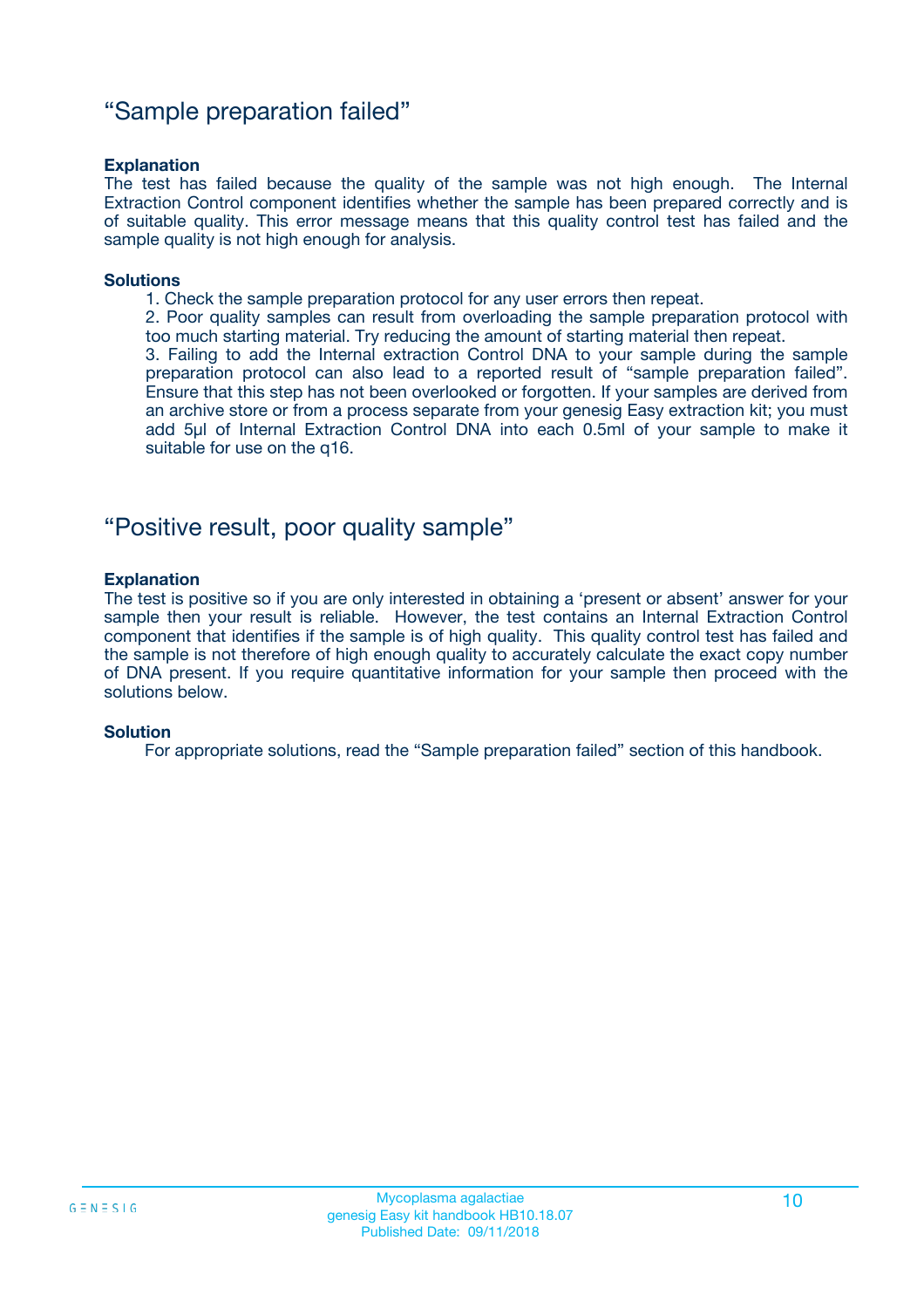## “Sample preparation failed”

**Explanation**

The test has failed because the quality of the sample was not high enough. The Internal Extraction Control component identifies whether the sample has been prepared correctly and is of suitable quality. This error message means that this quality control test has failed and the sample quality is not high enough for analysis.

**Solutions**

1. Check the sample preparation protocol for any user errors then repeat.
2. Poor quality samples can result from overloading the sample preparation protocol with too much starting material. Try reducing the amount of starting material then repeat.
3. Failing to add the Internal extraction Control DNA to your sample during the sample preparation protocol can also lead to a reported result of “sample preparation failed”. Ensure that this step has not been overlooked or forgotten. If your samples are derived from an archive store or from a process separate from your genesig Easy extraction kit; you must add 5µl of Internal Extraction Control DNA into each 0.5ml of your sample to make it suitable for use on the q16.

## “Positive result, poor quality sample”

**Explanation**

The test is positive so if you are only interested in obtaining a ‘present or absent’ answer for your sample then your result is reliable. However, the test contains an Internal Extraction Control component that identifies if the sample is of high quality. This quality control test has failed and the sample is not therefore of high enough quality to accurately calculate the exact copy number of DNA present. If you require quantitative information for your sample then proceed with the solutions below.

**Solution**

For appropriate solutions, read the “Sample preparation failed” section of this handbook.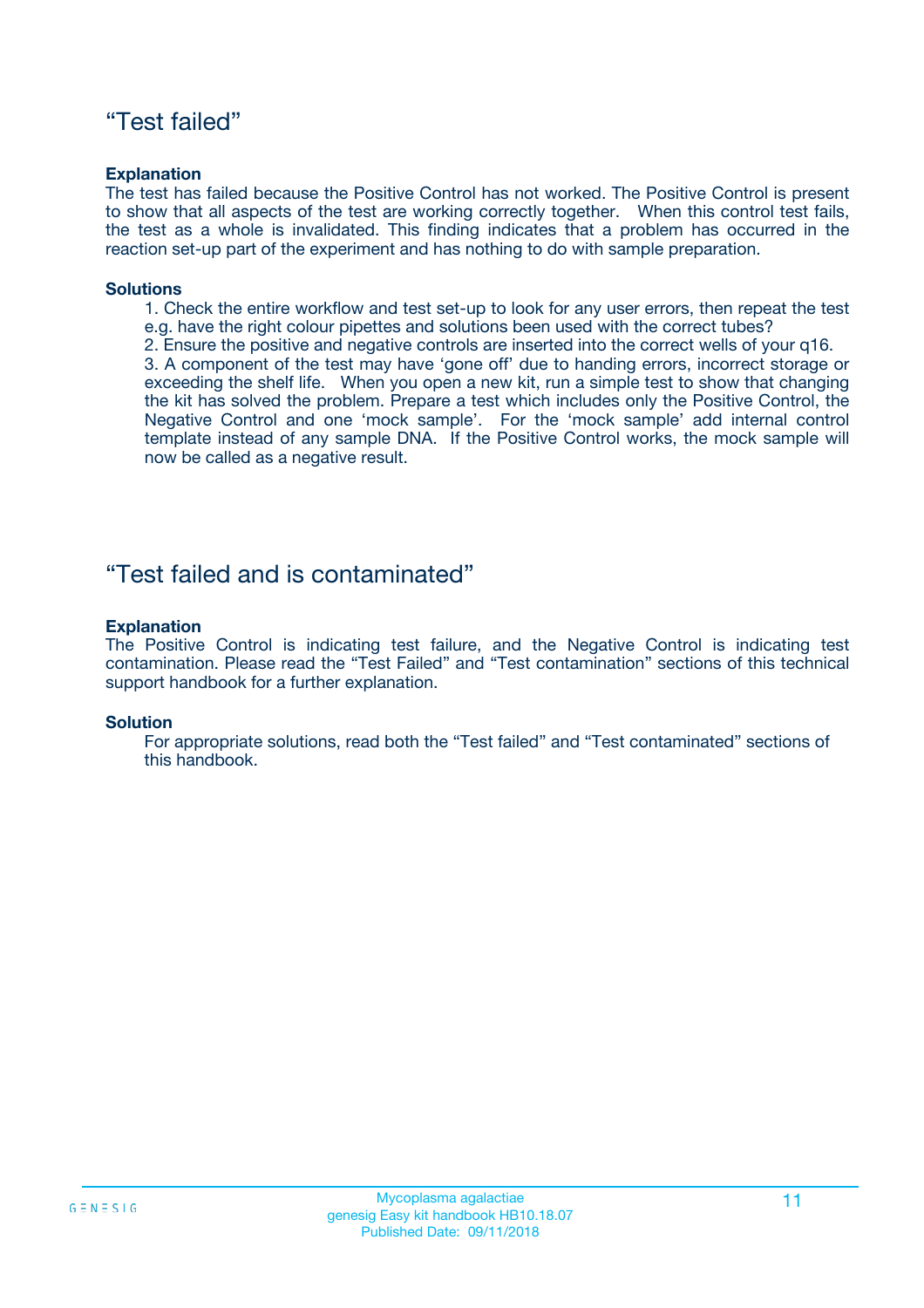## “Test failed”

**Explanation**

The test has failed because the Positive Control has not worked. The Positive Control is present to show that all aspects of the test are working correctly together. When this control test fails, the test as a whole is invalidated. This finding indicates that a problem has occurred in the reaction set-up part of the experiment and has nothing to do with sample preparation.

**Solutions**

1. Check the entire workflow and test set-up to look for any user errors, then repeat the test e.g. have the right colour pipettes and solutions been used with the correct tubes?
2. Ensure the positive and negative controls are inserted into the correct wells of your q16.
3. A component of the test may have ‘gone off’ due to handing errors, incorrect storage or exceeding the shelf life. When you open a new kit, run a simple test to show that changing the kit has solved the problem. Prepare a test which includes only the Positive Control, the Negative Control and one ‘mock sample’. For the ‘mock sample’ add internal control template instead of any sample DNA. If the Positive Control works, the mock sample will now be called as a negative result.

## “Test failed and is contaminated”

**Explanation**

The Positive Control is indicating test failure, and the Negative Control is indicating test contamination. Please read the “Test Failed” and “Test contamination” sections of this technical support handbook for a further explanation.

**Solution**

For appropriate solutions, read both the “Test failed” and “Test contaminated” sections of this handbook.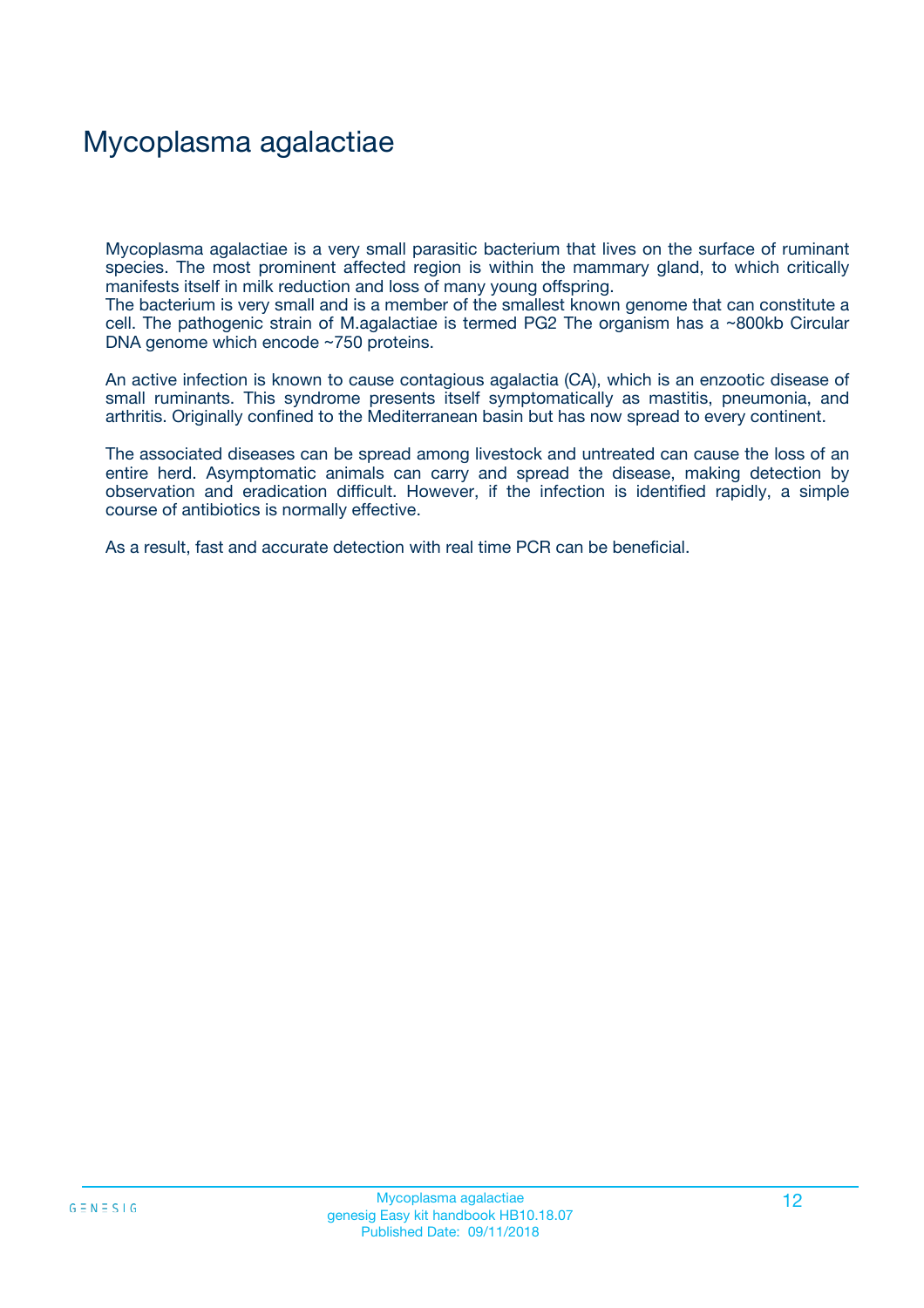# Mycoplasma agalactiae

Mycoplasma agalactiae is a very small parasitic bacterium that lives on the surface of ruminant species. The most prominent affected region is within the mammary gland, to which critically manifests itself in milk reduction and loss of many young offspring.
The bacterium is very small and is a member of the smallest known genome that can constitute a cell. The pathogenic strain of M.agalactiae is termed PG2 The organism has a ~800kb Circular DNA genome which encode ~750 proteins.

An active infection is known to cause contagious agalactia (CA), which is an enzootic disease of small ruminants. This syndrome presents itself symptomatically as mastitis, pneumonia, and arthritis. Originally confined to the Mediterranean basin but has now spread to every continent.

The associated diseases can be spread among livestock and untreated can cause the loss of an entire herd. Asymptomatic animals can carry and spread the disease, making detection by observation and eradication difficult. However, if the infection is identified rapidly, a simple course of antibiotics is normally effective.

As a result, fast and accurate detection with real time PCR can be beneficial.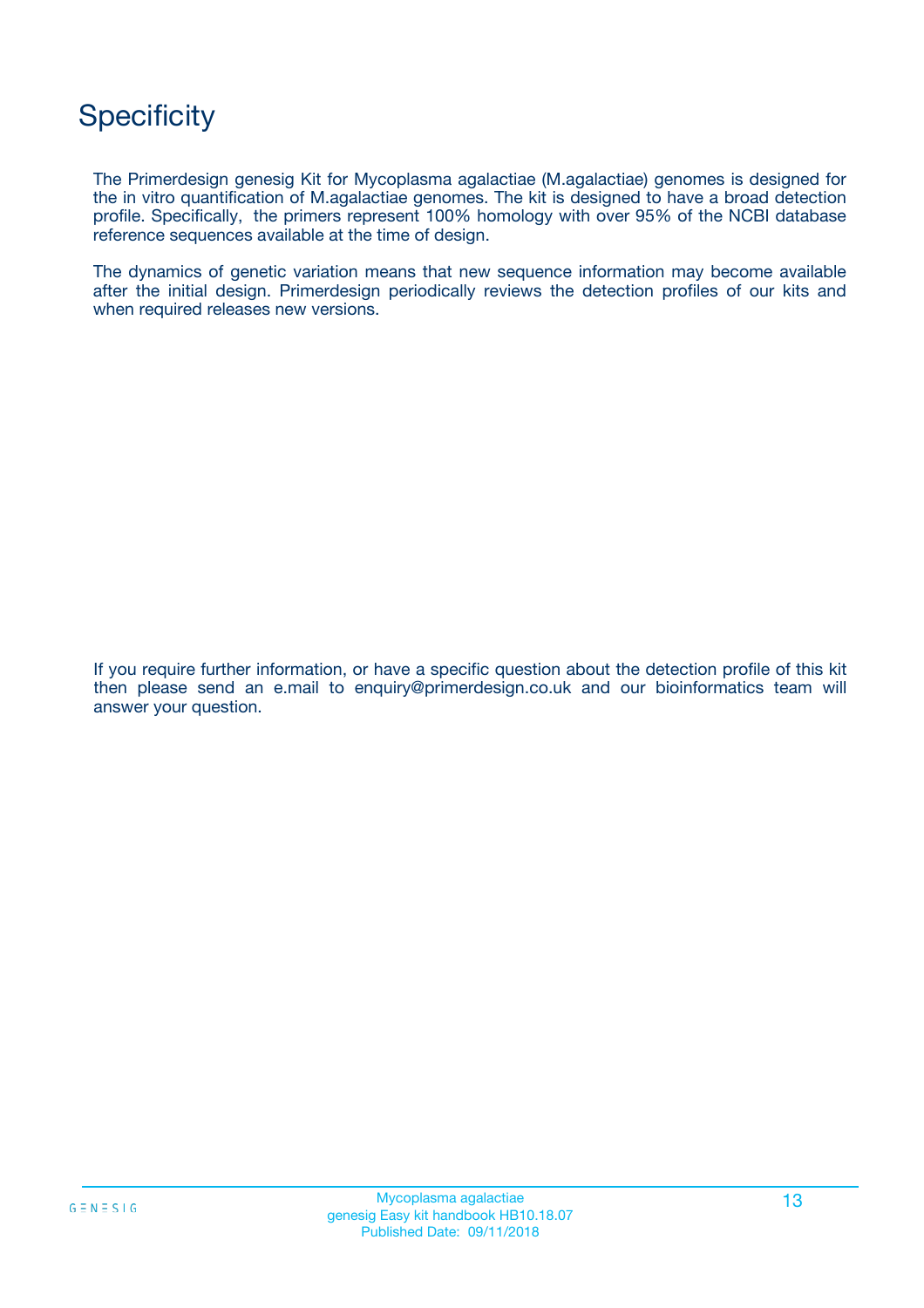# Specificity

The Primerdesign genesig Kit for Mycoplasma agalactiae (M.agalactiae) genomes is designed for the in vitro quantification of M.agalactiae genomes. The kit is designed to have a broad detection profile. Specifically, the primers represent 100% homology with over 95% of the NCBI database reference sequences available at the time of design.

The dynamics of genetic variation means that new sequence information may become available after the initial design. Primerdesign periodically reviews the detection profiles of our kits and when required releases new versions.

If you require further information, or have a specific question about the detection profile of this kit then please send an e.mail to enquiry@primerdesign.co.uk and our bioinformatics team will answer your question.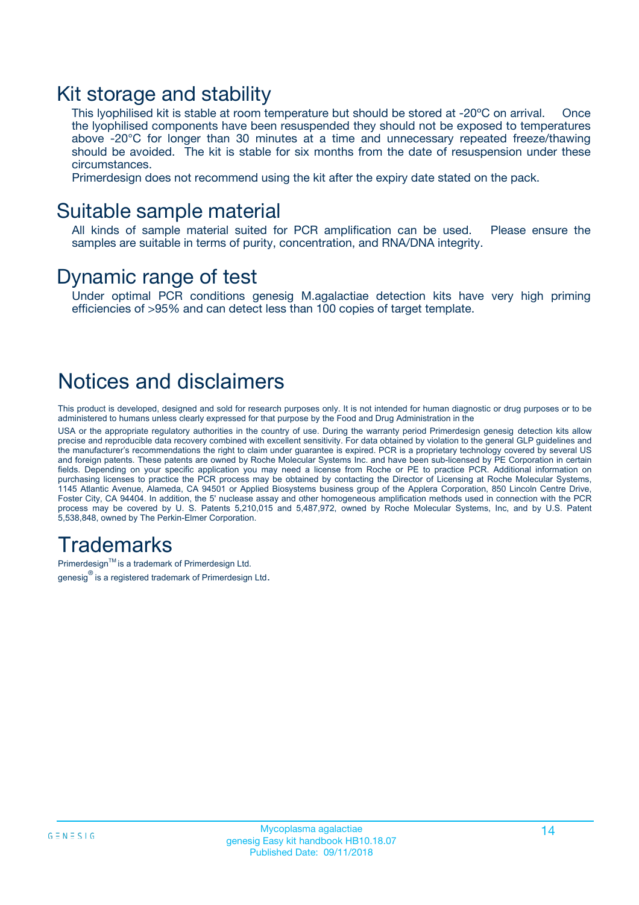## Kit storage and stability

This lyophilised kit is stable at room temperature but should be stored at -20ºC on arrival. Once the lyophilised components have been resuspended they should not be exposed to temperatures above -20°C for longer than 30 minutes at a time and unnecessary repeated freeze/thawing should be avoided. The kit is stable for six months from the date of resuspension under these circumstances.

Primerdesign does not recommend using the kit after the expiry date stated on the pack.

## Suitable sample material

All kinds of sample material suited for PCR amplification can be used. Please ensure the samples are suitable in terms of purity, concentration, and RNA/DNA integrity.

## Dynamic range of test

Under optimal PCR conditions genesig M.agalactiae detection kits have very high priming efficiencies of >95% and can detect less than 100 copies of target template.

# Notices and disclaimers

This product is developed, designed and sold for research purposes only. It is not intended for human diagnostic or drug purposes or to be administered to humans unless clearly expressed for that purpose by the Food and Drug Administration in the

USA or the appropriate regulatory authorities in the country of use. During the warranty period Primerdesign genesig detection kits allow precise and reproducible data recovery combined with excellent sensitivity. For data obtained by violation to the general GLP guidelines and the manufacturer's recommendations the right to claim under guarantee is expired. PCR is a proprietary technology covered by several US and foreign patents. These patents are owned by Roche Molecular Systems Inc. and have been sub-licensed by PE Corporation in certain fields. Depending on your specific application you may need a license from Roche or PE to practice PCR. Additional information on purchasing licenses to practice the PCR process may be obtained by contacting the Director of Licensing at Roche Molecular Systems, 1145 Atlantic Avenue, Alameda, CA 94501 or Applied Biosystems business group of the Applera Corporation, 850 Lincoln Centre Drive, Foster City, CA 94404. In addition, the 5' nuclease assay and other homogeneous amplification methods used in connection with the PCR process may be covered by U. S. Patents 5,210,015 and 5,487,972, owned by Roche Molecular Systems, Inc, and by U.S. Patent 5,538,848, owned by The Perkin-Elmer Corporation.

# Trademarks

Primerdesign™ is a trademark of Primerdesign Ltd.

genesig® is a registered trademark of Primerdesign Ltd.